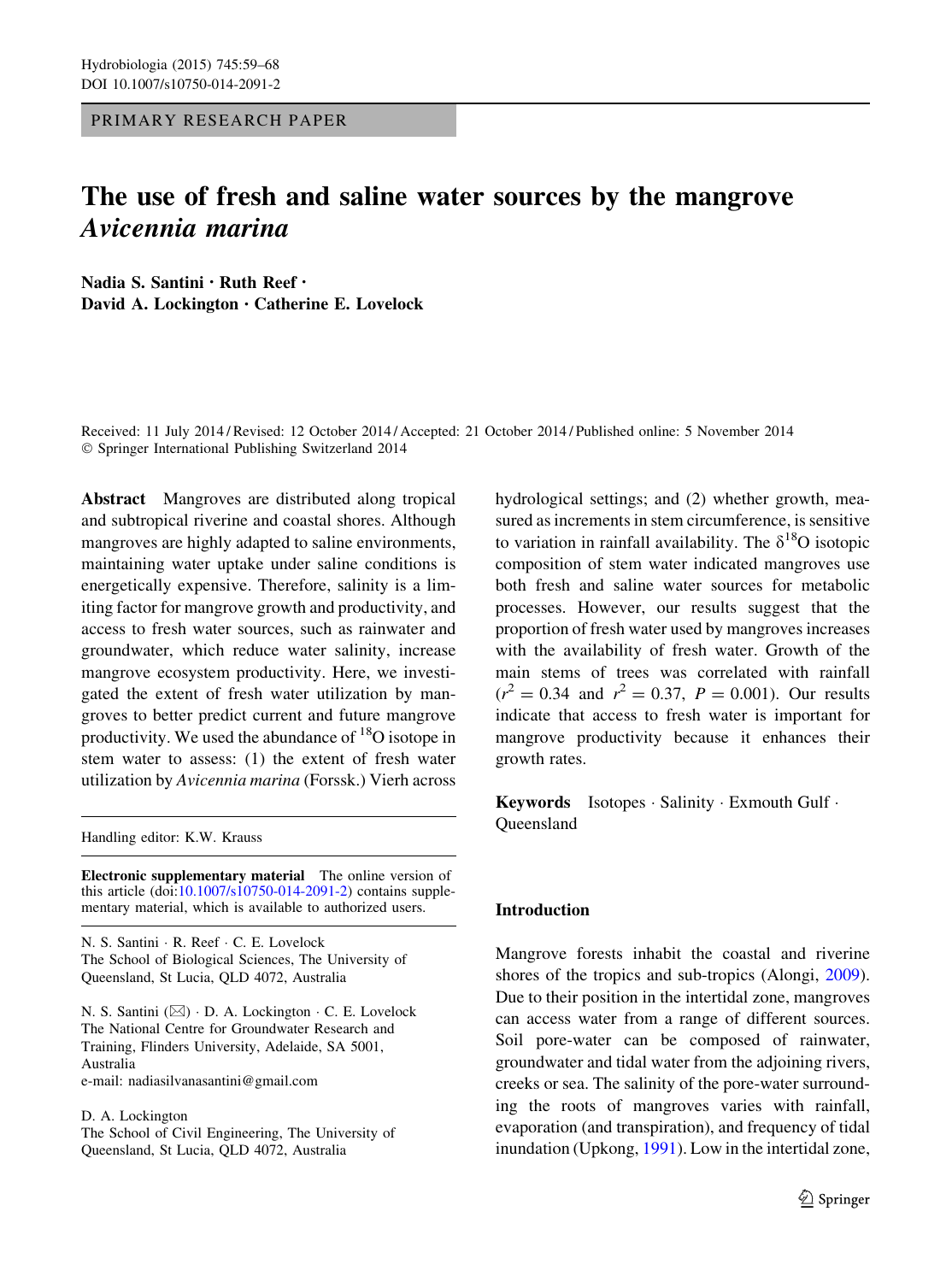PRIMARY RESEARCH PAPER

# The use of fresh and saline water sources by the mangrove *Avicennia marina*

**Nadia S. Santini · Ruth Reef · David A. Lockington · Catherine E. Lovelock**

Received: 11 July 2014 / Revised: 12 October 2014 / Accepted: 21 October 2014 / Published online: 5 November 2014
© Springer International Publishing Switzerland 2014

**Abstract** Mangroves are distributed along tropical and subtropical riverine and coastal shores. Although mangroves are highly adapted to saline environments, maintaining water uptake under saline conditions is energetically expensive. Therefore, salinity is a limiting factor for mangrove growth and productivity, and access to fresh water sources, such as rainwater and groundwater, which reduce water salinity, increase mangrove ecosystem productivity. Here, we investigated the extent of fresh water utilization by mangroves to better predict current and future mangrove productivity. We used the abundance of $^{18}O$ isotope in stem water to assess: (1) the extent of fresh water utilization by *Avicennia marina* (Forssk.) Vierh across hydrological settings; and (2) whether growth, measured as increments in stem circumference, is sensitive to variation in rainfall availability. The $\delta^{18}O$ isotopic composition of stem water indicated mangroves use both fresh and saline water sources for metabolic processes. However, our results suggest that the proportion of fresh water used by mangroves increases with the availability of fresh water. Growth of the main stems of trees was correlated with rainfall ($r^2 = 0.34$ and $r^2 = 0.37$, $P = 0.001$). Our results indicate that access to fresh water is important for mangrove productivity because it enhances their growth rates.

**Keywords** Isotopes · Salinity · Exmouth Gulf · Queensland

Handling editor: K.W. Krauss

**Electronic supplementary material** The online version of this article (doi:10.1007/s10750-014-2091-2) contains supplementary material, which is available to authorized users.

N. S. Santini · R. Reef · C. E. Lovelock
The School of Biological Sciences, The University of Queensland, St Lucia, QLD 4072, Australia

N. S. Santini (✉) · D. A. Lockington · C. E. Lovelock
The National Centre for Groundwater Research and Training, Flinders University, Adelaide, SA 5001, Australia
e-mail: nadiasilvanasantini@gmail.com

D. A. Lockington
The School of Civil Engineering, The University of Queensland, St Lucia, QLD 4072, Australia

## Introduction

Mangrove forests inhabit the coastal and riverine shores of the tropics and sub-tropics (Alongi, 2009). Due to their position in the intertidal zone, mangroves can access water from a range of different sources. Soil pore-water can be composed of rainwater, groundwater and tidal water from the adjoining rivers, creeks or sea. The salinity of the pore-water surrounding the roots of mangroves varies with rainfall, evaporation (and transpiration), and frequency of tidal inundation (Upkong, 1991). Low in the intertidal zone,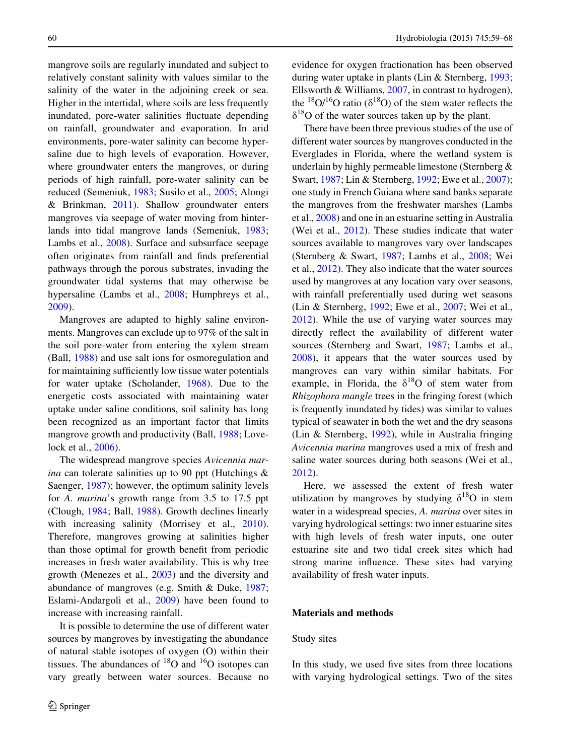mangrove soils are regularly inundated and subject to relatively constant salinity with values similar to the salinity of the water in the adjoining creek or sea. Higher in the intertidal, where soils are less frequently inundated, pore-water salinities fluctuate depending on rainfall, groundwater and evaporation. In arid environments, pore-water salinity can become hypersaline due to high levels of evaporation. However, where groundwater enters the mangroves, or during periods of high rainfall, pore-water salinity can be reduced (Semeniuk, 1983; Susilo et al., 2005; Alongi & Brinkman, 2011). Shallow groundwater enters mangroves via seepage of water moving from hinterlands into tidal mangrove lands (Semeniuk, 1983; Lambs et al., 2008). Surface and subsurface seepage often originates from rainfall and finds preferential pathways through the porous substrates, invading the groundwater tidal systems that may otherwise be hypersaline (Lambs et al., 2008; Humphreys et al., 2009).

Mangroves are adapted to highly saline environments. Mangroves can exclude up to 97% of the salt in the soil pore-water from entering the xylem stream (Ball, 1988) and use salt ions for osmoregulation and for maintaining sufficiently low tissue water potentials for water uptake (Scholander, 1968). Due to the energetic costs associated with maintaining water uptake under saline conditions, soil salinity has long been recognized as an important factor that limits mangrove growth and productivity (Ball, 1988; Lovelock et al., 2006).

The widespread mangrove species *Avicennia marina* can tolerate salinities up to 90 ppt (Hutchings & Saenger, 1987); however, the optimum salinity levels for *A. marina*'s growth range from 3.5 to 17.5 ppt (Clough, 1984; Ball, 1988). Growth declines linearly with increasing salinity (Morrisey et al., 2010). Therefore, mangroves growing at salinities higher than those optimal for growth benefit from periodic increases in fresh water availability. This is why tree growth (Menezes et al., 2003) and the diversity and abundance of mangroves (e.g. Smith & Duke, 1987; Eslami-Andargoli et al., 2009) have been found to increase with increasing rainfall.

It is possible to determine the use of different water sources by mangroves by investigating the abundance of natural stable isotopes of oxygen (O) within their tissues. The abundances of $^{18}O$ and $^{16}O$ isotopes can vary greatly between water sources. Because no evidence for oxygen fractionation has been observed during water uptake in plants (Lin & Sternberg, 1993; Ellsworth & Williams, 2007, in contrast to hydrogen), the $^{18}O/^{16}O$ ratio ($\delta^{18}O$) of the stem water reflects the $\delta^{18}O$ of the water sources taken up by the plant.

There have been three previous studies of the use of different water sources by mangroves conducted in the Everglades in Florida, where the wetland system is underlain by highly permeable limestone (Sternberg & Swart, 1987; Lin & Sternberg, 1992; Ewe et al., 2007); one study in French Guiana where sand banks separate the mangroves from the freshwater marshes (Lambs et al., 2008) and one in an estuarine setting in Australia (Wei et al., 2012). These studies indicate that water sources available to mangroves vary over landscapes (Sternberg & Swart, 1987; Lambs et al., 2008; Wei et al., 2012). They also indicate that the water sources used by mangroves at any location vary over seasons, with rainfall preferentially used during wet seasons (Lin & Sternberg, 1992; Ewe et al., 2007; Wei et al., 2012). While the use of varying water sources may directly reflect the availability of different water sources (Sternberg and Swart, 1987; Lambs et al., 2008), it appears that the water sources used by mangroves can vary within similar habitats. For example, in Florida, the $\delta^{18}O$ of stem water from *Rhizophora mangle* trees in the fringing forest (which is frequently inundated by tides) was similar to values typical of seawater in both the wet and the dry seasons (Lin & Sternberg, 1992), while in Australia fringing *Avicennia marina* mangroves used a mix of fresh and saline water sources during both seasons (Wei et al., 2012).

Here, we assessed the extent of fresh water utilization by mangroves by studying $\delta^{18}O$ in stem water in a widespread species, *A. marina* over sites in varying hydrological settings: two inner estuarine sites with high levels of fresh water inputs, one outer estuarine site and two tidal creek sites which had strong marine influence. These sites had varying availability of fresh water inputs.

## Materials and methods

### Study sites

In this study, we used five sites from three locations with varying hydrological settings. Two of the sites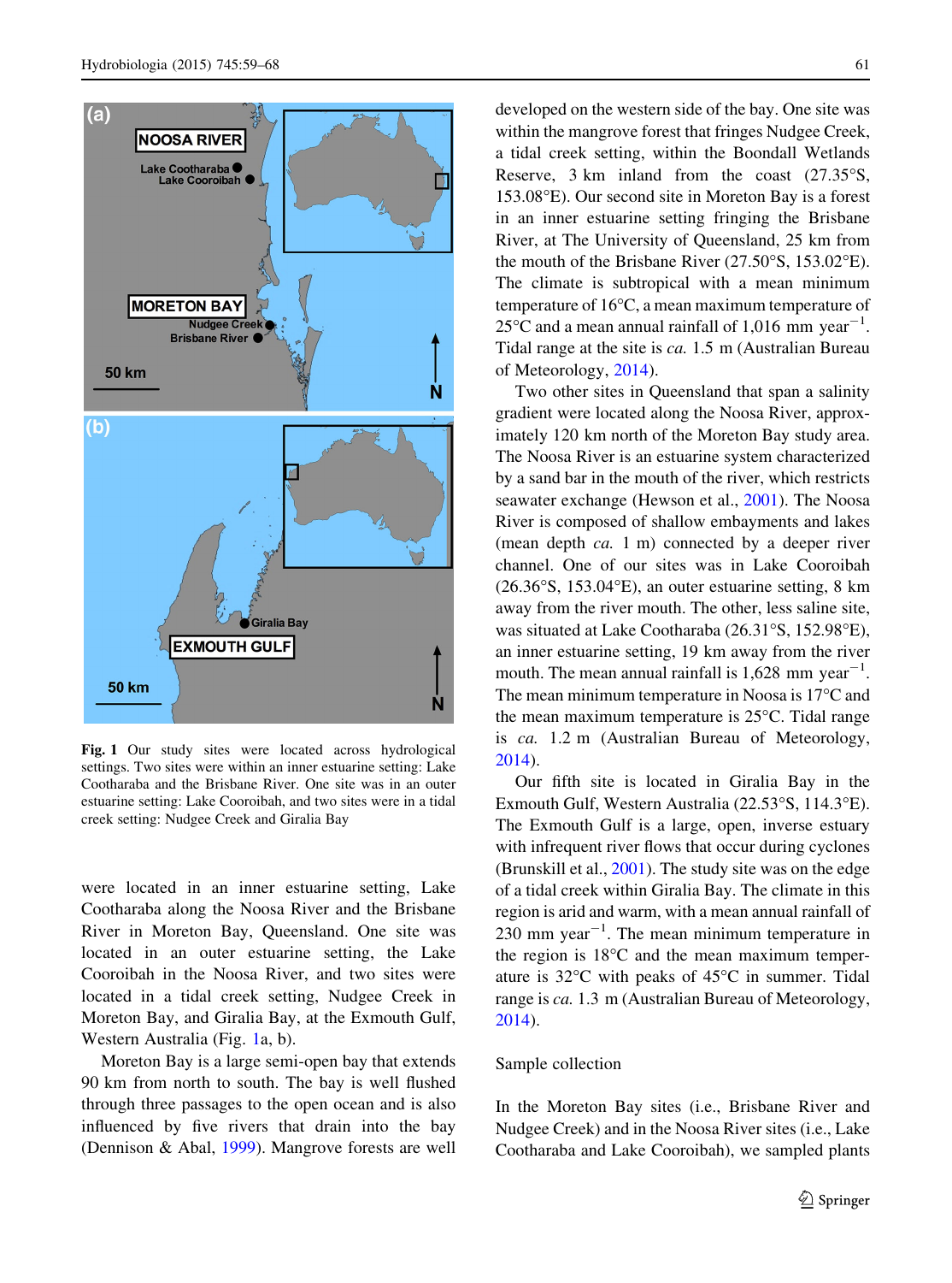Fig. 1 Our study sites were located across hydrological settings. Two sites were within an inner estuarine setting: Lake Cootharaba and the Brisbane River. One site was in an outer estuarine setting: Lake Cooroibah, and two sites were in a tidal creek setting: Nudgee Creek and Giralia Bay

were located in an inner estuarine setting, Lake Cootharaba along the Noosa River and the Brisbane River in Moreton Bay, Queensland. One site was located in an outer estuarine setting, the Lake Cooroibah in the Noosa River, and two sites were located in a tidal creek setting, Nudgee Creek in Moreton Bay, and Giralia Bay, at the Exmouth Gulf, Western Australia (Fig. 1a, b).

Moreton Bay is a large semi-open bay that extends 90 km from north to south. The bay is well flushed through three passages to the open ocean and is also influenced by five rivers that drain into the bay (Dennison & Abal, 1999). Mangrove forests are well developed on the western side of the bay. One site was within the mangrove forest that fringes Nudgee Creek, a tidal creek setting, within the Boondall Wetlands Reserve, 3 km inland from the coast (27.35°S, 153.08°E). Our second site in Moreton Bay is a forest in an inner estuarine setting fringing the Brisbane River, at The University of Queensland, 25 km from the mouth of the Brisbane River (27.50°S, 153.02°E). The climate is subtropical with a mean minimum temperature of 16°C, a mean maximum temperature of 25°C and a mean annual rainfall of 1,016 mm year$^{-1}$. Tidal range at the site is *ca.* 1.5 m (Australian Bureau of Meteorology, 2014).

Two other sites in Queensland that span a salinity gradient were located along the Noosa River, approximately 120 km north of the Moreton Bay study area. The Noosa River is an estuarine system characterized by a sand bar in the mouth of the river, which restricts seawater exchange (Hewson et al., 2001). The Noosa River is composed of shallow embayments and lakes (mean depth *ca.* 1 m) connected by a deeper river channel. One of our sites was in Lake Cooroibah (26.36°S, 153.04°E), an outer estuarine setting, 8 km away from the river mouth. The other, less saline site, was situated at Lake Cootharaba (26.31°S, 152.98°E), an inner estuarine setting, 19 km away from the river mouth. The mean annual rainfall is 1,628 mm year$^{-1}$. The mean minimum temperature in Noosa is 17°C and the mean maximum temperature is 25°C. Tidal range is *ca.* 1.2 m (Australian Bureau of Meteorology, 2014).

Our fifth site is located in Giralia Bay in the Exmouth Gulf, Western Australia (22.53°S, 114.3°E). The Exmouth Gulf is a large, open, inverse estuary with infrequent river flows that occur during cyclones (Brunskill et al., 2001). The study site was on the edge of a tidal creek within Giralia Bay. The climate in this region is arid and warm, with a mean annual rainfall of 230 mm year$^{-1}$. The mean minimum temperature in the region is 18°C and the mean maximum temperature is 32°C with peaks of 45°C in summer. Tidal range is *ca.* 1.3 m (Australian Bureau of Meteorology, 2014).

## Sample collection

In the Moreton Bay sites (i.e., Brisbane River and Nudgee Creek) and in the Noosa River sites (i.e., Lake Cootharaba and Lake Cooroibah), we sampled plants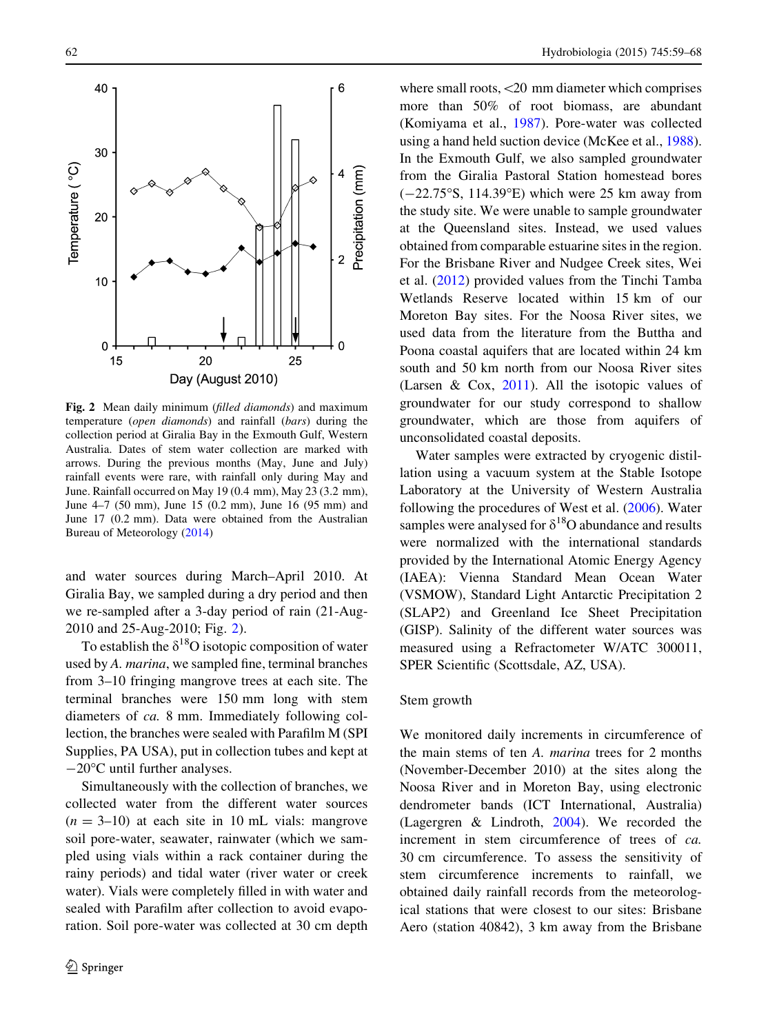Fig. 2 Mean daily minimum (*filled diamonds*) and maximum temperature (*open diamonds*) and rainfall (*bars*) during the collection period at Giralia Bay in the Exmouth Gulf, Western Australia. Dates of stem water collection are marked with arrows. During the previous months (May, June and July) rainfall events were rare, with rainfall only during May and June. Rainfall occurred on May 19 (0.4 mm), May 23 (3.2 mm), June 4–7 (50 mm), June 15 (0.2 mm), June 16 (95 mm) and June 17 (0.2 mm). Data were obtained from the Australian Bureau of Meteorology (2014)

and water sources during March–April 2010. At Giralia Bay, we sampled during a dry period and then we re-sampled after a 3-day period of rain (21-Aug-2010 and 25-Aug-2010; Fig. 2).

To establish the $\delta^{18}$O isotopic composition of water used by *A. marina*, we sampled fine, terminal branches from 3–10 fringing mangrove trees at each site. The terminal branches were 150 mm long with stem diameters of *ca.* 8 mm. Immediately following collection, the branches were sealed with Parafilm M (SPI Supplies, PA USA), put in collection tubes and kept at −20°C until further analyses.

Simultaneously with the collection of branches, we collected water from the different water sources ($n = 3$–10) at each site in 10 mL vials: mangrove soil pore-water, seawater, rainwater (which we sampled using vials within a rack container during the rainy periods) and tidal water (river water or creek water). Vials were completely filled in with water and sealed with Parafilm after collection to avoid evaporation. Soil pore-water was collected at 30 cm depth where small roots, <20 mm diameter which comprises more than 50% of root biomass, are abundant (Komiyama et al., 1987). Pore-water was collected using a hand held suction device (McKee et al., 1988). In the Exmouth Gulf, we also sampled groundwater from the Giralia Pastoral Station homestead bores (−22.75°S, 114.39°E) which were 25 km away from the study site. We were unable to sample groundwater at the Queensland sites. Instead, we used values obtained from comparable estuarine sites in the region. For the Brisbane River and Nudgee Creek sites, Wei et al. (2012) provided values from the Tinchi Tamba Wetlands Reserve located within 15 km of our Moreton Bay sites. For the Noosa River sites, we used data from the literature from the Buttha and Poona coastal aquifers that are located within 24 km south and 50 km north from our Noosa River sites (Larsen & Cox, 2011). All the isotopic values of groundwater for our study correspond to shallow groundwater, which are those from aquifers of unconsolidated coastal deposits.

Water samples were extracted by cryogenic distillation using a vacuum system at the Stable Isotope Laboratory at the University of Western Australia following the procedures of West et al. (2006). Water samples were analysed for $\delta^{18}$O abundance and results were normalized with the international standards provided by the International Atomic Energy Agency (IAEA): Vienna Standard Mean Ocean Water (VSMOW), Standard Light Antarctic Precipitation 2 (SLAP2) and Greenland Ice Sheet Precipitation (GISP). Salinity of the different water sources was measured using a Refractometer W/ATC 300011, SPER Scientific (Scottsdale, AZ, USA).

### Stem growth

We monitored daily increments in circumference of the main stems of ten *A. marina* trees for 2 months (November-December 2010) at the sites along the Noosa River and in Moreton Bay, using electronic dendrometer bands (ICT International, Australia) (Lagergren & Lindroth, 2004). We recorded the increment in stem circumference of trees of *ca.* 30 cm circumference. To assess the sensitivity of stem circumference increments to rainfall, we obtained daily rainfall records from the meteorological stations that were closest to our sites: Brisbane Aero (station 40842), 3 km away from the Brisbane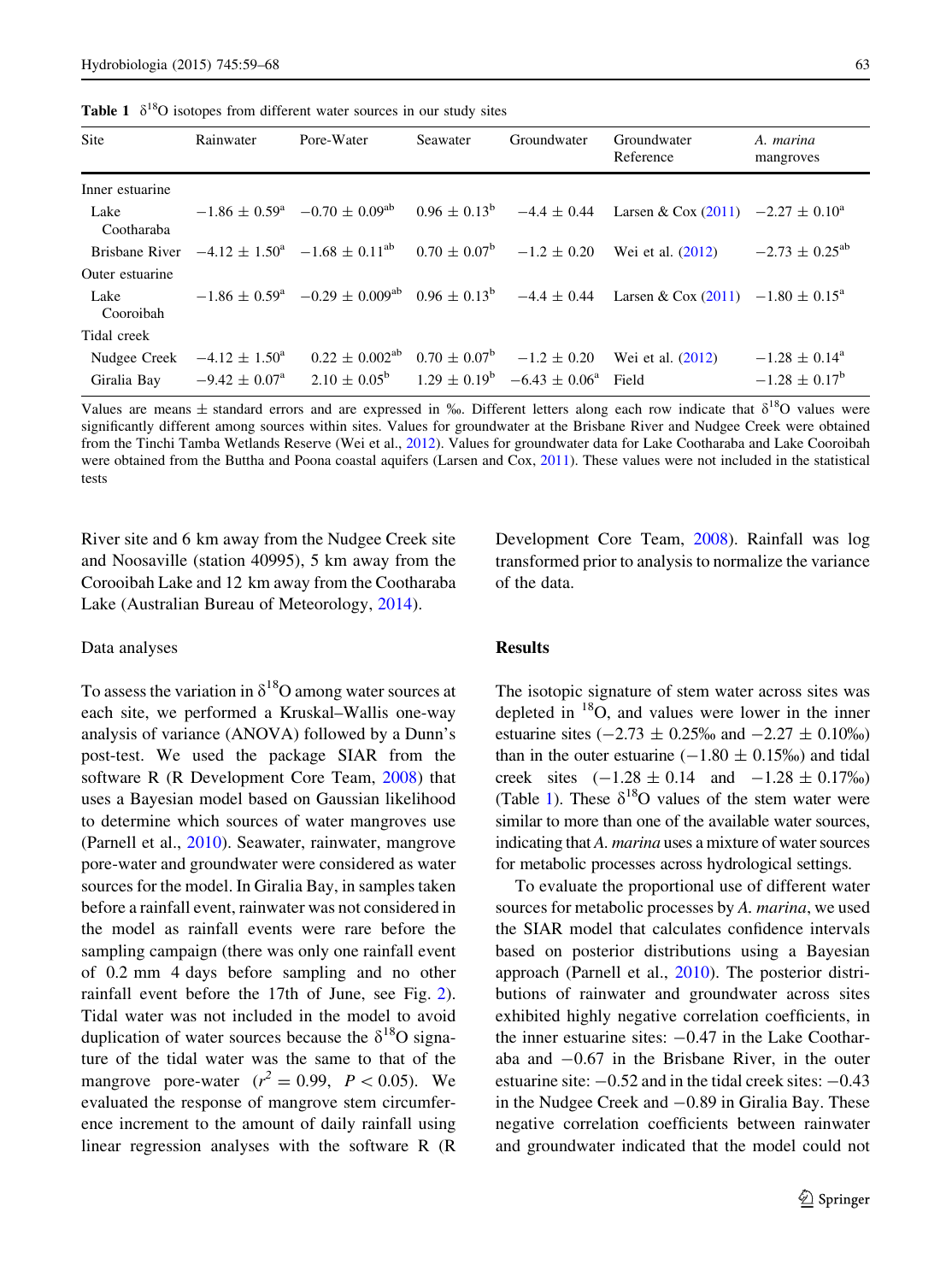**Table 1** $\delta^{18}O$ isotopes from different water sources in our study sites

| Site | Rainwater | Pore-Water | Seawater | Groundwater | Groundwater Reference | *A. marina* mangroves |
|---|---|---|---|---|---|---|
| Inner estuarine | | | | | | |
| Lake Cootharaba | $-1.86 \pm 0.59^{a}$ | $-0.70 \pm 0.09^{ab}$ | $0.96 \pm 0.13^{b}$ | $-4.4 \pm 0.44$ | Larsen & Cox (2011) | $-2.27 \pm 0.10^{a}$ |
| Brisbane River | $-4.12 \pm 1.50^{a}$ | $-1.68 \pm 0.11^{ab}$ | $0.70 \pm 0.07^{b}$ | $-1.2 \pm 0.20$ | Wei et al. (2012) | $-2.73 \pm 0.25^{ab}$ |
| Outer estuarine | | | | | | |
| Lake Cooroibah | $-1.86 \pm 0.59^{a}$ | $-0.29 \pm 0.009^{ab}$ | $0.96 \pm 0.13^{b}$ | $-4.4 \pm 0.44$ | Larsen & Cox (2011) | $-1.80 \pm 0.15^{a}$ |
| Tidal creek | | | | | | |
| Nudgee Creek | $-4.12 \pm 1.50^{a}$ | $0.22 \pm 0.002^{ab}$ | $0.70 \pm 0.07^{b}$ | $-1.2 \pm 0.20$ | Wei et al. (2012) | $-1.28 \pm 0.14^{a}$ |
| Giralia Bay | $-9.42 \pm 0.07^{a}$ | $2.10 \pm 0.05^{b}$ | $1.29 \pm 0.19^{b}$ | $-6.43 \pm 0.06^{a}$ | Field | $-1.28 \pm 0.17^{b}$ |

Values are means $\pm$ standard errors and are expressed in ‰. Different letters along each row indicate that $\delta^{18}O$ values were significantly different among sources within sites. Values for groundwater at the Brisbane River and Nudgee Creek were obtained from the Tinchi Tamba Wetlands Reserve (Wei et al., 2012). Values for groundwater data for Lake Cootharaba and Lake Cooroibah were obtained from the Buttha and Poona coastal aquifers (Larsen and Cox, 2011). These values were not included in the statistical tests

River site and 6 km away from the Nudgee Creek site and Noosaville (station 40995), 5 km away from the Corooibah Lake and 12 km away from the Cootharaba Lake (Australian Bureau of Meteorology, 2014).

Data analyses

To assess the variation in $\delta^{18}O$ among water sources at each site, we performed a Kruskal–Wallis one-way analysis of variance (ANOVA) followed by a Dunn's post-test. We used the package SIAR from the software R (R Development Core Team, 2008) that uses a Bayesian model based on Gaussian likelihood to determine which sources of water mangroves use (Parnell et al., 2010). Seawater, rainwater, mangrove pore-water and groundwater were considered as water sources for the model. In Giralia Bay, in samples taken before a rainfall event, rainwater was not considered in the model as rainfall events were rare before the sampling campaign (there was only one rainfall event of 0.2 mm 4 days before sampling and no other rainfall event before the 17th of June, see Fig. 2). Tidal water was not included in the model to avoid duplication of water sources because the $\delta^{18}O$ signature of the tidal water was the same to that of the mangrove pore-water ($r^2 = 0.99$, $P < 0.05$). We evaluated the response of mangrove stem circumference increment to the amount of daily rainfall using linear regression analyses with the software R (R Development Core Team, 2008). Rainfall was log transformed prior to analysis to normalize the variance of the data.

## Results

The isotopic signature of stem water across sites was depleted in $^{18}O$, and values were lower in the inner estuarine sites ($-2.73 \pm 0.25$‰ and $-2.27 \pm 0.10$‰) than in the outer estuarine ($-1.80 \pm 0.15$‰) and tidal creek sites ($-1.28 \pm 0.14$ and $-1.28 \pm 0.17$‰) (Table 1). These $\delta^{18}O$ values of the stem water were similar to more than one of the available water sources, indicating that *A. marina* uses a mixture of water sources for metabolic processes across hydrological settings.

To evaluate the proportional use of different water sources for metabolic processes by *A. marina*, we used the SIAR model that calculates confidence intervals based on posterior distributions using a Bayesian approach (Parnell et al., 2010). The posterior distributions of rainwater and groundwater across sites exhibited highly negative correlation coefficients, in the inner estuarine sites: $-0.47$ in the Lake Cootharaba and $-0.67$ in the Brisbane River, in the outer estuarine site: $-0.52$ and in the tidal creek sites: $-0.43$ in the Nudgee Creek and $-0.89$ in Giralia Bay. These negative correlation coefficients between rainwater and groundwater indicated that the model could not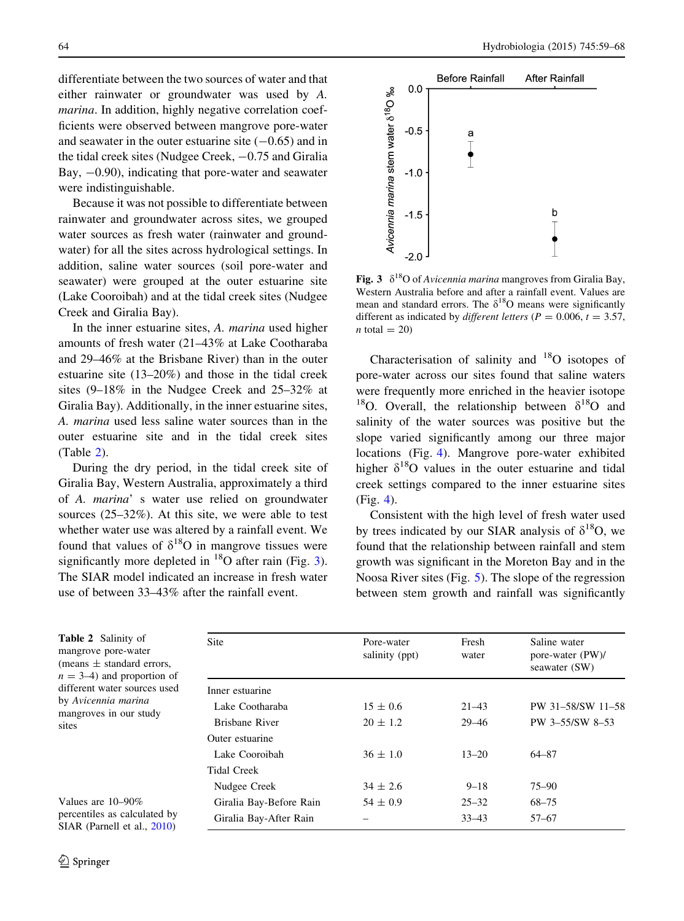differentiate between the two sources of water and that either rainwater or groundwater was used by *A. marina*. In addition, highly negative correlation coefficients were observed between mangrove pore-water and seawater in the outer estuarine site (−0.65) and in the tidal creek sites (Nudgee Creek, −0.75 and Giralia Bay, −0.90), indicating that pore-water and seawater were indistinguishable.

Because it was not possible to differentiate between rainwater and groundwater across sites, we grouped water sources as fresh water (rainwater and groundwater) for all the sites across hydrological settings. In addition, saline water sources (soil pore-water and seawater) were grouped at the outer estuarine site (Lake Cooroibah) and at the tidal creek sites (Nudgee Creek and Giralia Bay).

In the inner estuarine sites, *A. marina* used higher amounts of fresh water (21–43% at Lake Cootharaba and 29–46% at the Brisbane River) than in the outer estuarine site (13–20%) and those in the tidal creek sites (9–18% in the Nudgee Creek and 25–32% at Giralia Bay). Additionally, in the inner estuarine sites, *A. marina* used less saline water sources than in the outer estuarine site and in the tidal creek sites (Table 2).

During the dry period, in the tidal creek site of Giralia Bay, Western Australia, approximately a third of *A. marina*' s water use relied on groundwater sources (25–32%). At this site, we were able to test whether water use was altered by a rainfall event. We found that values of $\delta^{18}O$ in mangrove tissues were significantly more depleted in $^{18}O$ after rain (Fig. 3). The SIAR model indicated an increase in fresh water use of between 33–43% after the rainfall event.

**Fig. 3** $\delta^{18}O$ of *Avicennia marina* mangroves from Giralia Bay, Western Australia before and after a rainfall event. Values are mean and standard errors. The $\delta^{18}O$ means were significantly different as indicated by *different letters* ($P = 0.006$, $t = 3.57$, $n$ total = 20)

Characterisation of salinity and $^{18}O$ isotopes of pore-water across our sites found that saline waters were frequently more enriched in the heavier isotope $^{18}O$. Overall, the relationship between $\delta^{18}O$ and salinity of the water sources was positive but the slope varied significantly among our three major locations (Fig. 4). Mangrove pore-water exhibited higher $\delta^{18}O$ values in the outer estuarine and tidal creek settings compared to the inner estuarine sites (Fig. 4).

Consistent with the high level of fresh water used by trees indicated by our SIAR analysis of $\delta^{18}O$, we found that the relationship between rainfall and stem growth was significant in the Moreton Bay and in the Noosa River sites (Fig. 5). The slope of the regression between stem growth and rainfall was significantly

**Table 2** Salinity of mangrove pore-water (means ± standard errors, $n = 3$–4) and proportion of different water sources used by *Avicennia marina* mangroves in our study sites

| Site | Pore-water salinity (ppt) | Fresh water | Saline water pore-water (PW)/ seawater (SW) |
|---|---|---|---|
| Inner estuarine | | | |
| Lake Cootharaba | 15 ± 0.6 | 21–43 | PW 31–58/SW 11–58 |
| Brisbane River | 20 ± 1.2 | 29–46 | PW 3–55/SW 8–53 |
| Outer estuarine | | | |
| Lake Cooroibah | 36 ± 1.0 | 13–20 | 64–87 |
| Tidal Creek | | | |
| Nudgee Creek | 34 ± 2.6 | 9–18 | 75–90 |
| Giralia Bay-Before Rain | 54 ± 0.9 | 25–32 | 68–75 |
| Giralia Bay-After Rain | – | 33–43 | 57–67 |

Values are 10–90% percentiles as calculated by SIAR (Parnell et al., 2010)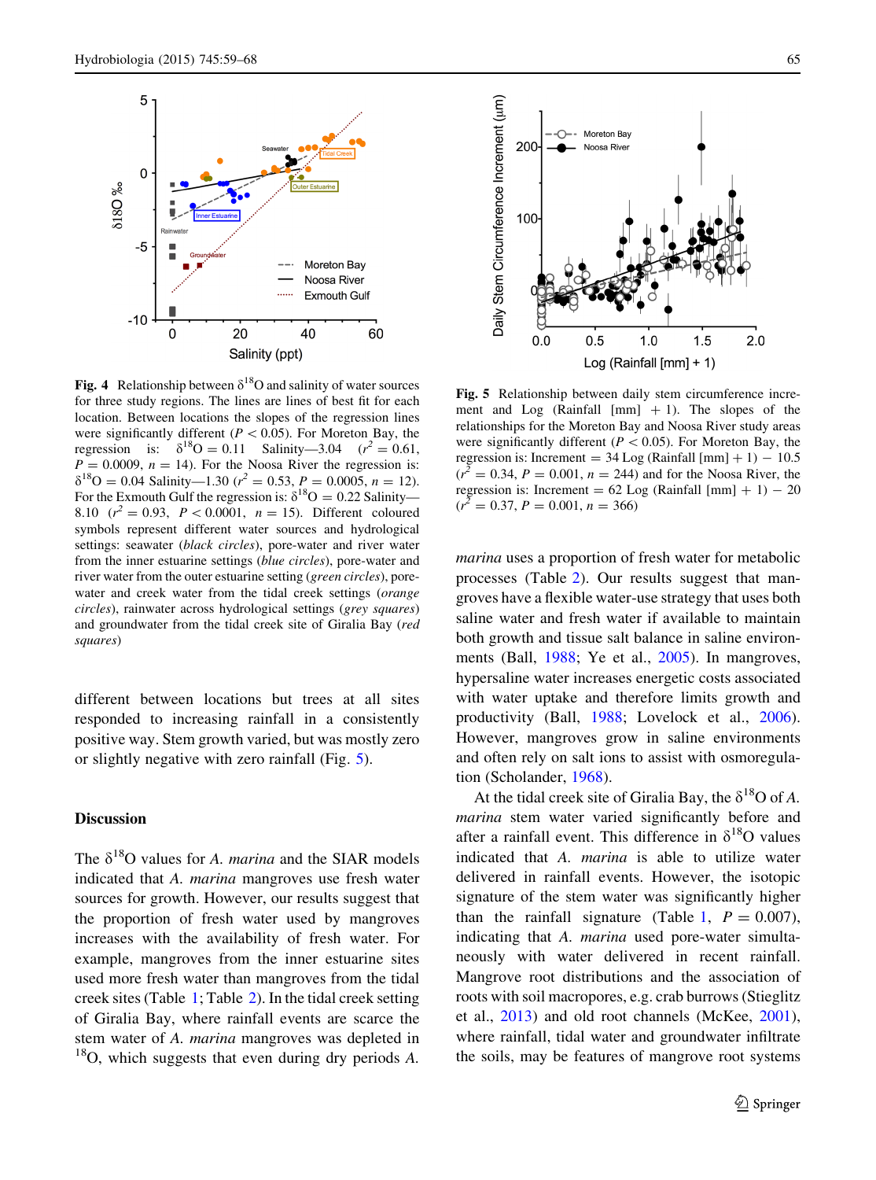**Fig. 4** Relationship between $\delta^{18}$O and salinity of water sources for three study regions. The lines are lines of best fit for each location. Between locations the slopes of the regression lines were significantly different ($P < 0.05$). For Moreton Bay, the regression is: $\delta^{18}$O = 0.11 Salinity—3.04 ($r^2 = 0.61$, $P = 0.0009$, $n = 14$). For the Noosa River the regression is: $\delta^{18}$O = 0.04 Salinity—1.30 ($r^2 = 0.53$, $P = 0.0005$, $n = 12$). For the Exmouth Gulf the regression is: $\delta^{18}$O = 0.22 Salinity—8.10 ($r^2 = 0.93$, $P < 0.0001$, $n = 15$). Different coloured symbols represent different water sources and hydrological settings: seawater (*black circles*), pore-water and river water from the inner estuarine settings (*blue circles*), pore-water and river water from the outer estuarine setting (*green circles*), pore-water and creek water from the tidal creek settings (*orange circles*), rainwater across hydrological settings (*grey squares*) and groundwater from the tidal creek site of Giralia Bay (*red squares*)

**Fig. 5** Relationship between daily stem circumference increment and Log (Rainfall [mm] + 1). The slopes of the relationships for the Moreton Bay and Noosa River study areas were significantly different ($P < 0.05$). For Moreton Bay, the regression is: Increment = 34 Log (Rainfall [mm] + 1) − 10.5 ($r^2 = 0.34$, $P = 0.001$, $n = 244$) and for the Noosa River, the regression is: Increment = 62 Log (Rainfall [mm] + 1) − 20 ($r^2 = 0.37$, $P = 0.001$, $n = 366$)

different between locations but trees at all sites responded to increasing rainfall in a consistently positive way. Stem growth varied, but was mostly zero or slightly negative with zero rainfall (Fig. 5).

## Discussion

The $\delta^{18}$O values for *A. marina* and the SIAR models indicated that *A. marina* mangroves use fresh water sources for growth. However, our results suggest that the proportion of fresh water used by mangroves increases with the availability of fresh water. For example, mangroves from the inner estuarine sites used more fresh water than mangroves from the tidal creek sites (Table 1; Table 2). In the tidal creek setting of Giralia Bay, where rainfall events are scarce the stem water of *A. marina* mangroves was depleted in $^{18}$O, which suggests that even during dry periods *A. marina* uses a proportion of fresh water for metabolic processes (Table 2). Our results suggest that mangroves have a flexible water-use strategy that uses both saline water and fresh water if available to maintain both growth and tissue salt balance in saline environments (Ball, 1988; Ye et al., 2005). In mangroves, hypersaline water increases energetic costs associated with water uptake and therefore limits growth and productivity (Ball, 1988; Lovelock et al., 2006). However, mangroves grow in saline environments and often rely on salt ions to assist with osmoregulation (Scholander, 1968).

At the tidal creek site of Giralia Bay, the $\delta^{18}$O of *A. marina* stem water varied significantly before and after a rainfall event. This difference in $\delta^{18}$O values indicated that *A. marina* is able to utilize water delivered in rainfall events. However, the isotopic signature of the stem water was significantly higher than the rainfall signature (Table 1, $P = 0.007$), indicating that *A. marina* used pore-water simultaneously with water delivered in recent rainfall. Mangrove root distributions and the association of roots with soil macropores, e.g. crab burrows (Stieglitz et al., 2013) and old root channels (McKee, 2001), where rainfall, tidal water and groundwater infiltrate the soils, may be features of mangrove root systems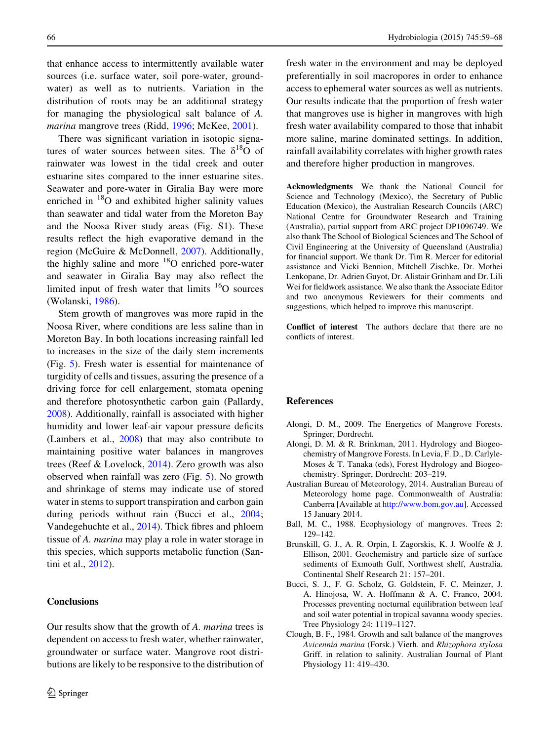that enhance access to intermittently available water sources (i.e. surface water, soil pore-water, groundwater) as well as to nutrients. Variation in the distribution of roots may be an additional strategy for managing the physiological salt balance of *A. marina* mangrove trees (Ridd, 1996; McKee, 2001).

There was significant variation in isotopic signatures of water sources between sites. The $\delta^{18}O$ of rainwater was lowest in the tidal creek and outer estuarine sites compared to the inner estuarine sites. Seawater and pore-water in Giralia Bay were more enriched in $^{18}O$ and exhibited higher salinity values than seawater and tidal water from the Moreton Bay and the Noosa River study areas (Fig. S1). These results reflect the high evaporative demand in the region (McGuire & McDonnell, 2007). Additionally, the highly saline and more $^{18}O$ enriched pore-water and seawater in Giralia Bay may also reflect the limited input of fresh water that limits $^{16}O$ sources (Wolanski, 1986).

Stem growth of mangroves was more rapid in the Noosa River, where conditions are less saline than in Moreton Bay. In both locations increasing rainfall led to increases in the size of the daily stem increments (Fig. 5). Fresh water is essential for maintenance of turgidity of cells and tissues, assuring the presence of a driving force for cell enlargement, stomata opening and therefore photosynthetic carbon gain (Pallardy, 2008). Additionally, rainfall is associated with higher humidity and lower leaf-air vapour pressure deficits (Lambers et al., 2008) that may also contribute to maintaining positive water balances in mangroves trees (Reef & Lovelock, 2014). Zero growth was also observed when rainfall was zero (Fig. 5). No growth and shrinkage of stems may indicate use of stored water in stems to support transpiration and carbon gain during periods without rain (Bucci et al., 2004; Vandegehuchte et al., 2014). Thick fibres and phloem tissue of *A. marina* may play a role in water storage in this species, which supports metabolic function (Santini et al., 2012).

## Conclusions

Our results show that the growth of *A. marina* trees is dependent on access to fresh water, whether rainwater, groundwater or surface water. Mangrove root distributions are likely to be responsive to the distribution of fresh water in the environment and may be deployed preferentially in soil macropores in order to enhance access to ephemeral water sources as well as nutrients. Our results indicate that the proportion of fresh water that mangroves use is higher in mangroves with high fresh water availability compared to those that inhabit more saline, marine dominated settings. In addition, rainfall availability correlates with higher growth rates and therefore higher production in mangroves.

**Acknowledgments** We thank the National Council for Science and Technology (Mexico), the Secretary of Public Education (Mexico), the Australian Research Councils (ARC) National Centre for Groundwater Research and Training (Australia), partial support from ARC project DP1096749. We also thank The School of Biological Sciences and The School of Civil Engineering at the University of Queensland (Australia) for financial support. We thank Dr. Tim R. Mercer for editorial assistance and Vicki Bennion, Mitchell Zischke, Dr. Mothei Lenkopane, Dr. Adrien Guyot, Dr. Alistair Grinham and Dr. Lili Wei for fieldwork assistance. We also thank the Associate Editor and two anonymous Reviewers for their comments and suggestions, which helped to improve this manuscript.

**Conflict of interest** The authors declare that there are no conflicts of interest.

## References

Alongi, D. M., 2009. The Energetics of Mangrove Forests. Springer, Dordrecht.

Alongi, D. M. & R. Brinkman, 2011. Hydrology and Biogeochemistry of Mangrove Forests. In Levia, F. D., D. Carlyle-Moses & T. Tanaka (eds), Forest Hydrology and Biogeochemistry. Springer, Dordrecht: 203–219.

Australian Bureau of Meteorology, 2014. Australian Bureau of Meteorology home page. Commonwealth of Australia: Canberra [Available at http://www.bom.gov.au]. Accessed 15 January 2014.

Ball, M. C., 1988. Ecophysiology of mangroves. Trees 2: 129–142.

Brunskill, G. J., A. R. Orpin, I. Zagorskis, K. J. Woolfe & J. Ellison, 2001. Geochemistry and particle size of surface sediments of Exmouth Gulf, Northwest shelf, Australia. Continental Shelf Research 21: 157–201.

Bucci, S. J., F. G. Scholz, G. Goldstein, F. C. Meinzer, J. A. Hinojosa, W. A. Hoffmann & A. C. Franco, 2004. Processes preventing nocturnal equilibration between leaf and soil water potential in tropical savanna woody species. Tree Physiology 24: 1119–1127.

Clough, B. F., 1984. Growth and salt balance of the mangroves *Avicennia marina* (Forsk.) Vierh. and *Rhizophora stylosa* Griff. in relation to salinity. Australian Journal of Plant Physiology 11: 419–430.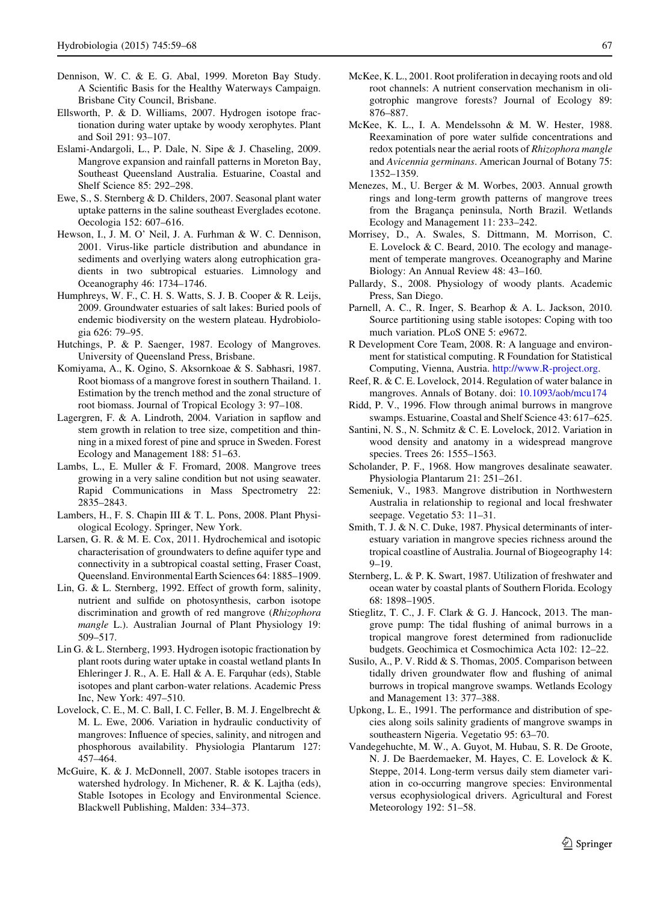Dennison, W. C. & E. G. Abal, 1999. Moreton Bay Study. A Scientific Basis for the Healthy Waterways Campaign. Brisbane City Council, Brisbane.

Ellsworth, P. & D. Williams, 2007. Hydrogen isotope fractionation during water uptake by woody xerophytes. Plant and Soil 291: 93–107.

Eslami-Andargoli, L., P. Dale, N. Sipe & J. Chaseling, 2009. Mangrove expansion and rainfall patterns in Moreton Bay, Southeast Queensland Australia. Estuarine, Coastal and Shelf Science 85: 292–298.

Ewe, S., S. Sternberg & D. Childers, 2007. Seasonal plant water uptake patterns in the saline southeast Everglades ecotone. Oecologia 152: 607–616.

Hewson, I., J. M. O' Neil, J. A. Furhman & W. C. Dennison, 2001. Virus-like particle distribution and abundance in sediments and overlying waters along eutrophication gradients in two subtropical estuaries. Limnology and Oceanography 46: 1734–1746.

Humphreys, W. F., C. H. S. Watts, S. J. B. Cooper & R. Leijs, 2009. Groundwater estuaries of salt lakes: Buried pools of endemic biodiversity on the western plateau. Hydrobiologia 626: 79–95.

Hutchings, P. & P. Saenger, 1987. Ecology of Mangroves. University of Queensland Press, Brisbane.

Komiyama, A., K. Ogino, S. Aksornkoae & S. Sabhasri, 1987. Root biomass of a mangrove forest in southern Thailand. 1. Estimation by the trench method and the zonal structure of root biomass. Journal of Tropical Ecology 3: 97–108.

Lagergren, F. & A. Lindroth, 2004. Variation in sapflow and stem growth in relation to tree size, competition and thinning in a mixed forest of pine and spruce in Sweden. Forest Ecology and Management 188: 51–63.

Lambs, L., E. Muller & F. Fromard, 2008. Mangrove trees growing in a very saline condition but not using seawater. Rapid Communications in Mass Spectrometry 22: 2835–2843.

Lambers, H., F. S. Chapin III & T. L. Pons, 2008. Plant Physiological Ecology. Springer, New York.

Larsen, G. R. & M. E. Cox, 2011. Hydrochemical and isotopic characterisation of groundwaters to define aquifer type and connectivity in a subtropical coastal setting, Fraser Coast, Queensland. Environmental Earth Sciences 64: 1885–1909.

Lin, G. & L. Sternberg, 1992. Effect of growth form, salinity, nutrient and sulfide on photosynthesis, carbon isotope discrimination and growth of red mangrove (*Rhizophora mangle* L.). Australian Journal of Plant Physiology 19: 509–517.

Lin G. & L. Sternberg, 1993. Hydrogen isotopic fractionation by plant roots during water uptake in coastal wetland plants In Ehleringer J. R., A. E. Hall & A. E. Farquhar (eds), Stable isotopes and plant carbon-water relations. Academic Press Inc, New York: 497–510.

Lovelock, C. E., M. C. Ball, I. C. Feller, B. M. J. Engelbrecht & M. L. Ewe, 2006. Variation in hydraulic conductivity of mangroves: Influence of species, salinity, and nitrogen and phosphorous availability. Physiologia Plantarum 127: 457–464.

McGuire, K. & J. McDonnell, 2007. Stable isotopes tracers in watershed hydrology. In Michener, R. & K. Lajtha (eds), Stable Isotopes in Ecology and Environmental Science. Blackwell Publishing, Malden: 334–373.

McKee, K. L., 2001. Root proliferation in decaying roots and old root channels: A nutrient conservation mechanism in oligotrophic mangrove forests? Journal of Ecology 89: 876–887.

McKee, K. L., I. A. Mendelssohn & M. W. Hester, 1988. Reexamination of pore water sulfide concentrations and redox potentials near the aerial roots of *Rhizophora mangle* and *Avicennia germinans*. American Journal of Botany 75: 1352–1359.

Menezes, M., U. Berger & M. Worbes, 2003. Annual growth rings and long-term growth patterns of mangrove trees from the Bragança peninsula, North Brazil. Wetlands Ecology and Management 11: 233–242.

Morrisey, D., A. Swales, S. Dittmann, M. Morrison, C. E. Lovelock & C. Beard, 2010. The ecology and management of temperate mangroves. Oceanography and Marine Biology: An Annual Review 48: 43–160.

Pallardy, S., 2008. Physiology of woody plants. Academic Press, San Diego.

Parnell, A. C., R. Inger, S. Bearhop & A. L. Jackson, 2010. Source partitioning using stable isotopes: Coping with too much variation. PLoS ONE 5: e9672.

R Development Core Team, 2008. R: A language and environment for statistical computing. R Foundation for Statistical Computing, Vienna, Austria. http://www.R-project.org.

Reef, R. & C. E. Lovelock, 2014. Regulation of water balance in mangroves. Annals of Botany. doi: 10.1093/aob/mcu174

Ridd, P. V., 1996. Flow through animal burrows in mangrove swamps. Estuarine, Coastal and Shelf Science 43: 617–625.

Santini, N. S., N. Schmitz & C. E. Lovelock, 2012. Variation in wood density and anatomy in a widespread mangrove species. Trees 26: 1555–1563.

Scholander, P. F., 1968. How mangroves desalinate seawater. Physiologia Plantarum 21: 251–261.

Semeniuk, V., 1983. Mangrove distribution in Northwestern Australia in relationship to regional and local freshwater seepage. Vegetatio 53: 11–31.

Smith, T. J. & N. C. Duke, 1987. Physical determinants of inter-estuary variation in mangrove species richness around the tropical coastline of Australia. Journal of Biogeography 14: 9–19.

Sternberg, L. & P. K. Swart, 1987. Utilization of freshwater and ocean water by coastal plants of Southern Florida. Ecology 68: 1898–1905.

Stieglitz, T. C., J. F. Clark & G. J. Hancock, 2013. The mangrove pump: The tidal flushing of animal burrows in a tropical mangrove forest determined from radionuclide budgets. Geochimica et Cosmochimica Acta 102: 12–22.

Susilo, A., P. V. Ridd & S. Thomas, 2005. Comparison between tidally driven groundwater flow and flushing of animal burrows in tropical mangrove swamps. Wetlands Ecology and Management 13: 377–388.

Upkong, L. E., 1991. The performance and distribution of species along soils salinity gradients of mangrove swamps in southeastern Nigeria. Vegetatio 95: 63–70.

Vandegehuchte, M. W., A. Guyot, M. Hubau, S. R. De Groote, N. J. De Baerdemaeker, M. Hayes, C. E. Lovelock & K. Steppe, 2014. Long-term versus daily stem diameter variation in co-occurring mangrove species: Environmental versus ecophysiological drivers. Agricultural and Forest Meteorology 192: 51–58.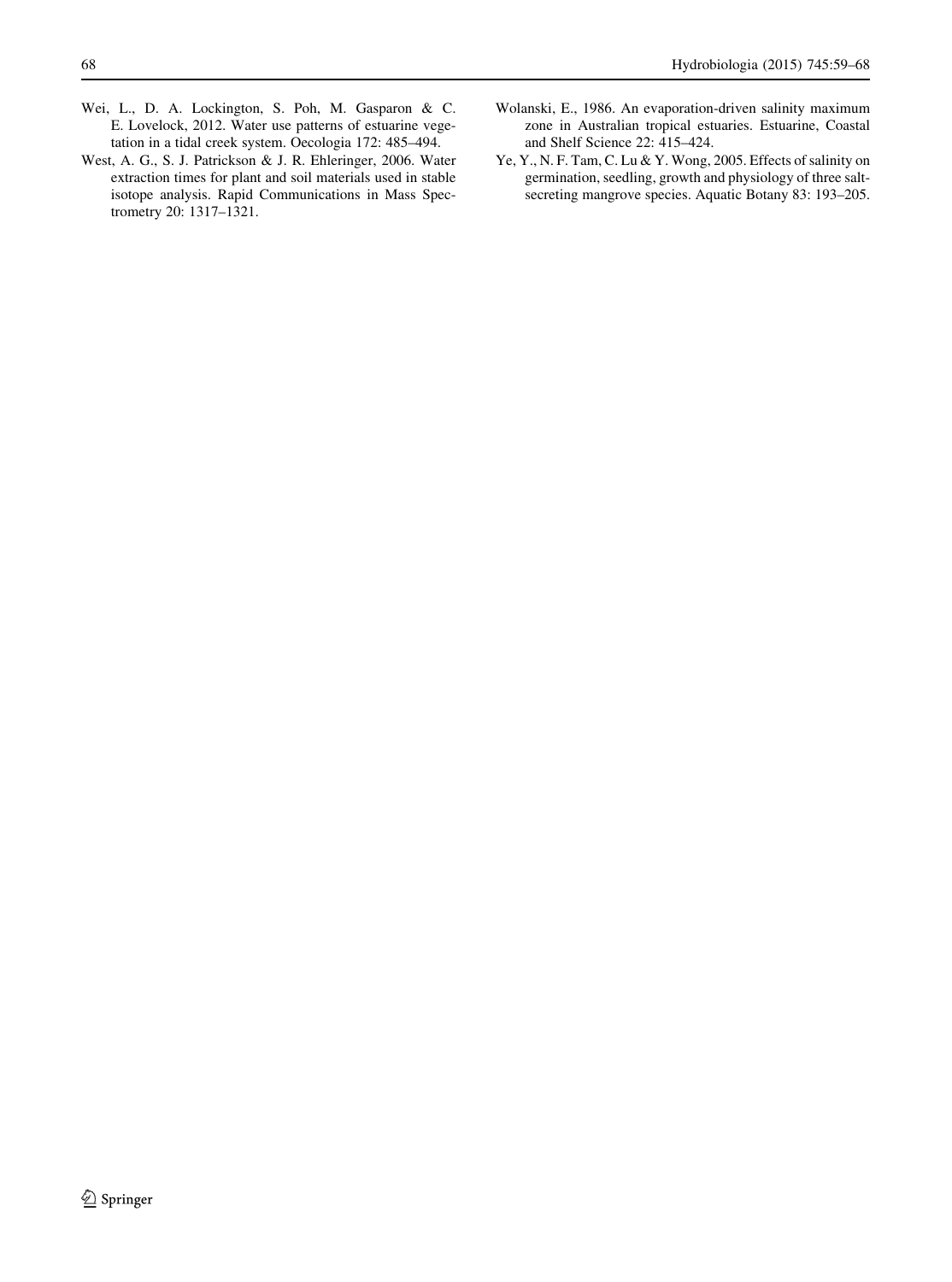Wei, L., D. A. Lockington, S. Poh, M. Gasparon & C. E. Lovelock, 2012. Water use patterns of estuarine vegetation in a tidal creek system. Oecologia 172: 485–494.

West, A. G., S. J. Patrickson & J. R. Ehleringer, 2006. Water extraction times for plant and soil materials used in stable isotope analysis. Rapid Communications in Mass Spectrometry 20: 1317–1321.

Wolanski, E., 1986. An evaporation-driven salinity maximum zone in Australian tropical estuaries. Estuarine, Coastal and Shelf Science 22: 415–424.

Ye, Y., N. F. Tam, C. Lu & Y. Wong, 2005. Effects of salinity on germination, seedling, growth and physiology of three salt-secreting mangrove species. Aquatic Botany 83: 193–205.